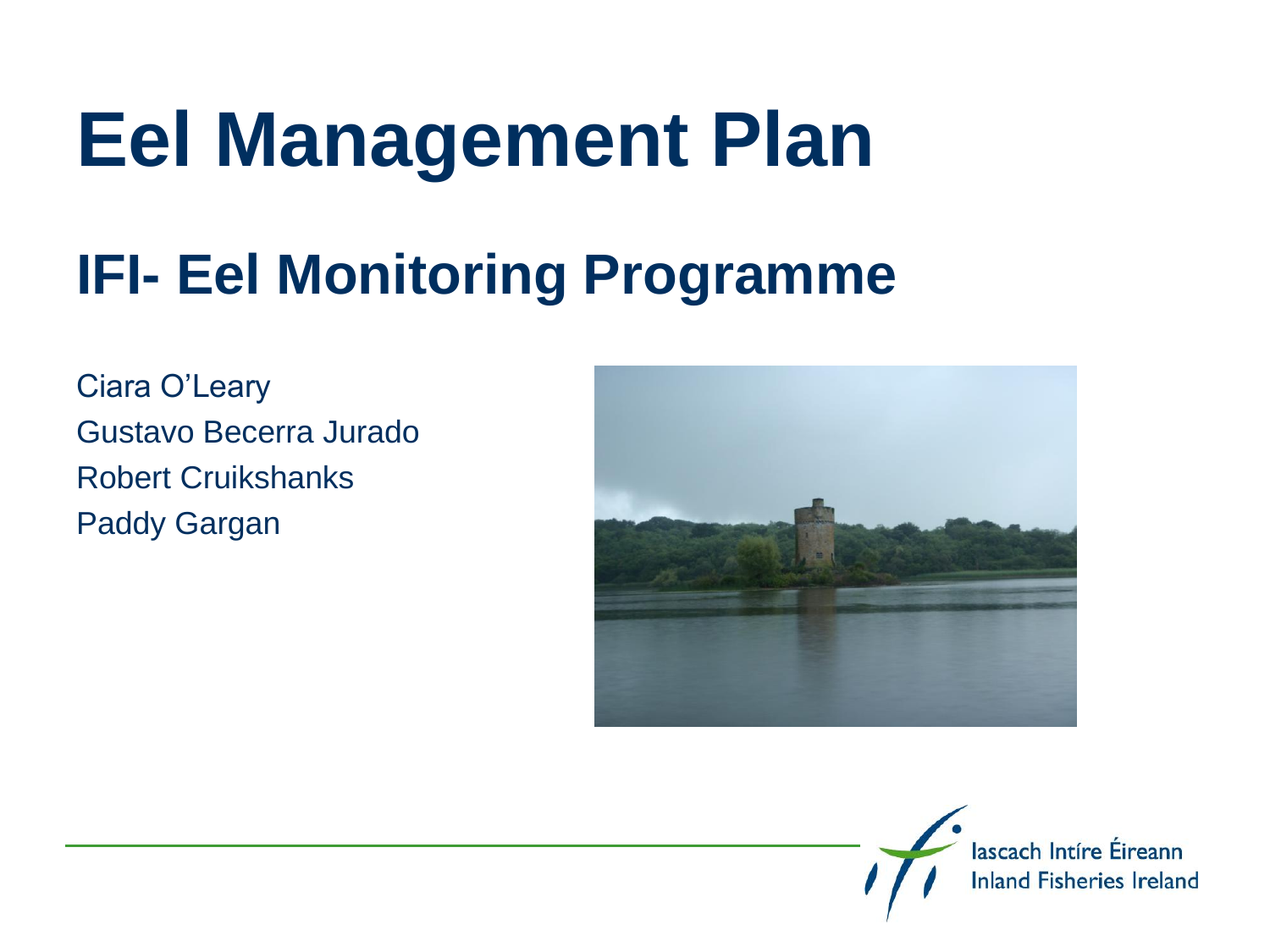# Eel Management Plan

## IFI- Eel Monitoring Programme

Ciara O'Leary
Gustavo Becerra Jurado
Robert Cruikshanks
Paddy Gargan

Iascach Intíre Éireann
Inland Fisheries Ireland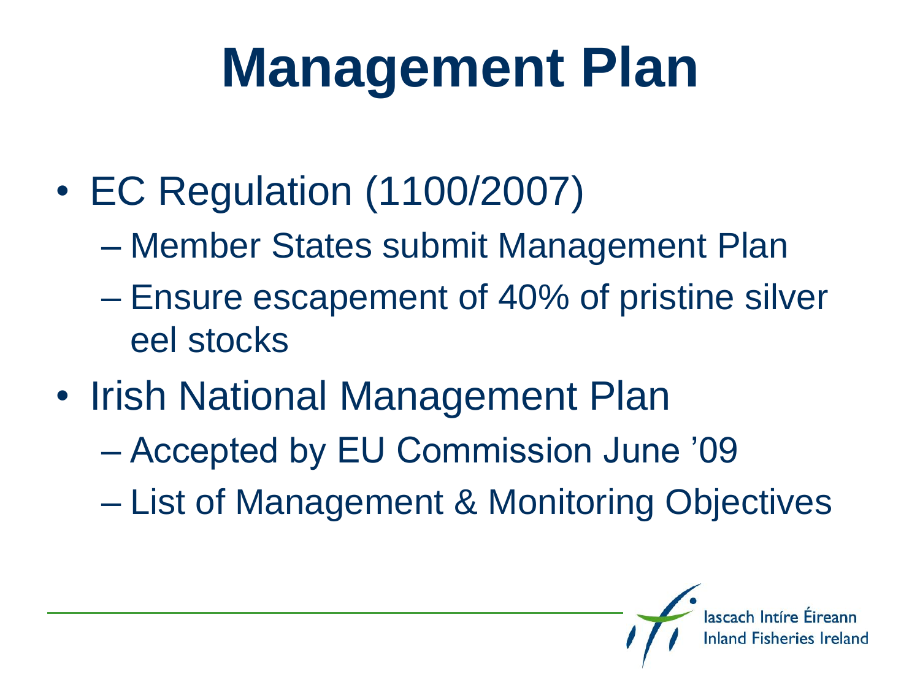# Management Plan

- EC Regulation (1100/2007)
  - Member States submit Management Plan
  - Ensure escapement of 40% of pristine silver eel stocks
- Irish National Management Plan
  - Accepted by EU Commission June '09
  - List of Management & Monitoring Objectives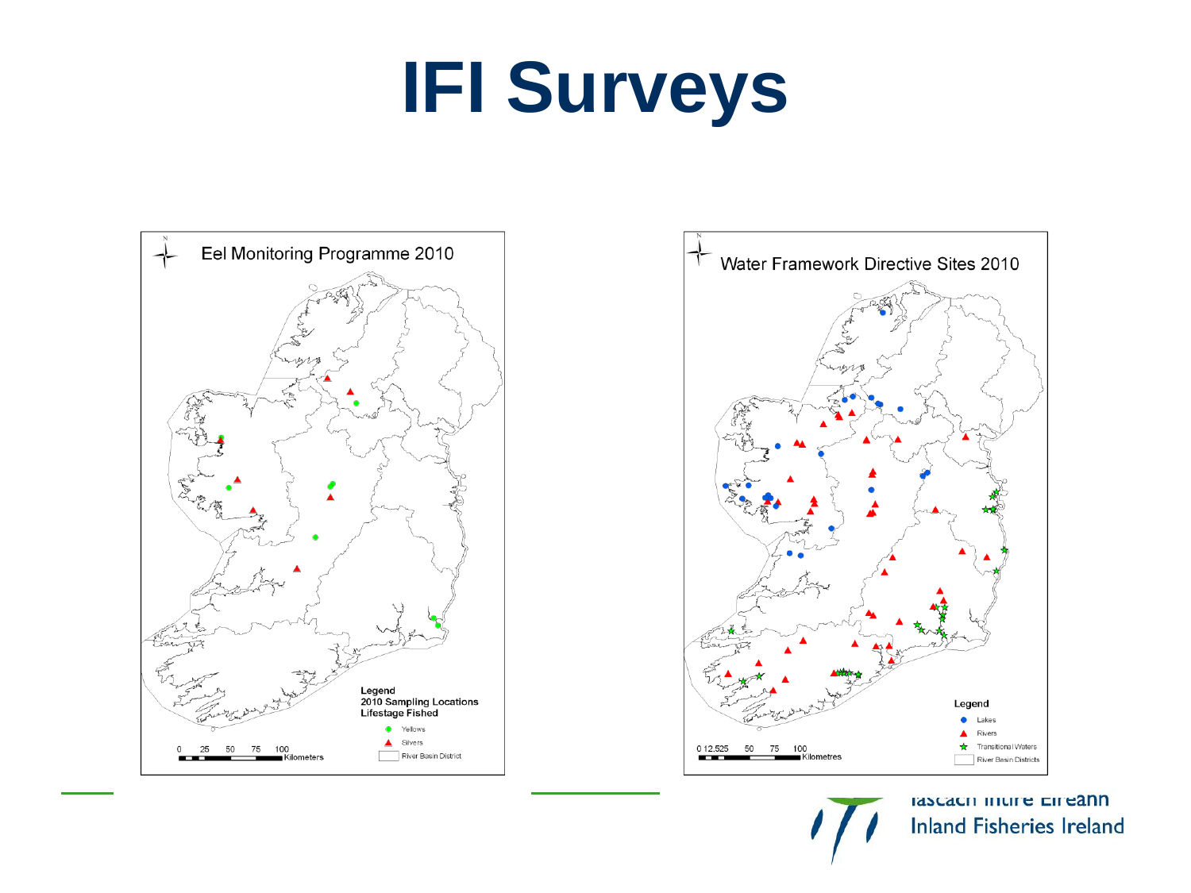# IFI Surveys

Eel Monitoring Programme 2010

Legend
2010 Sampling Locations
Lifestage Fished

- Yellows
- Silvers
- River Basin District

0 25 50 75 100 Kilometers

Water Framework Directive Sites 2010

Legend

- Lakes
- Rivers
- Transitional Waters
- River Basin Districts

0 12.525 50 75 100 Kilometres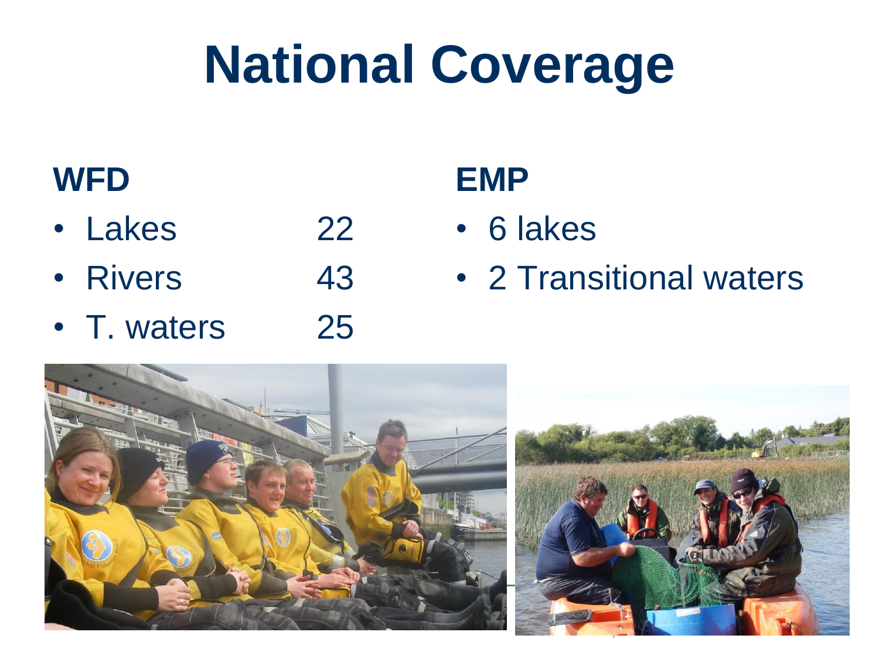# National Coverage

## WFD

- Lakes 22
- Rivers 43
- T. waters 25

## EMP

- 6 lakes
- 2 Transitional waters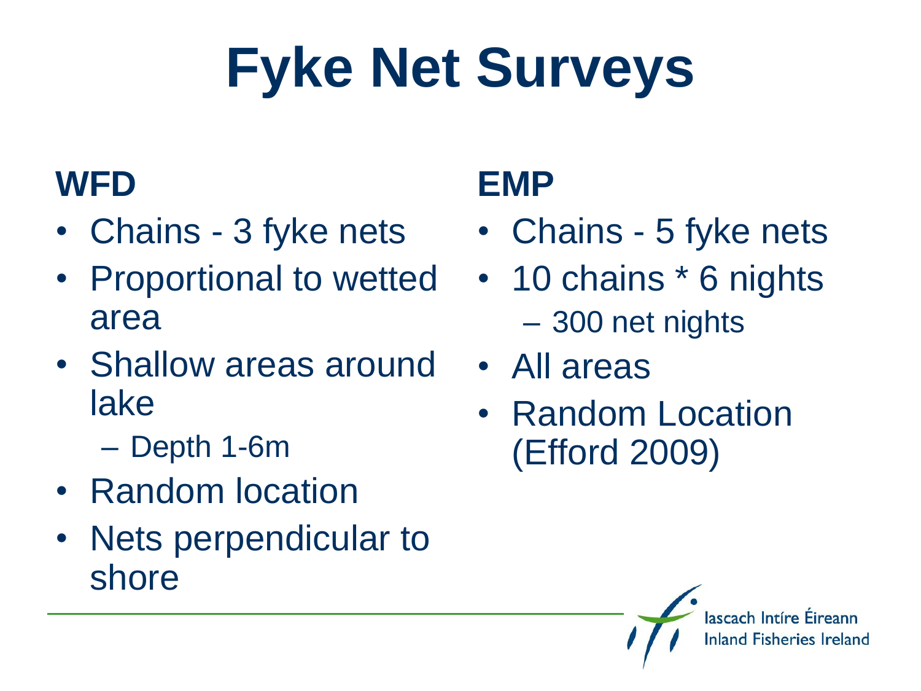# Fyke Net Surveys

## WFD

- Chains - 3 fyke nets
- Proportional to wetted area
- Shallow areas around lake
  - Depth 1-6m
- Random location
- Nets perpendicular to shore

## EMP

- Chains - 5 fyke nets
- 10 chains * 6 nights
  - 300 net nights
- All areas
- Random Location (Efford 2009)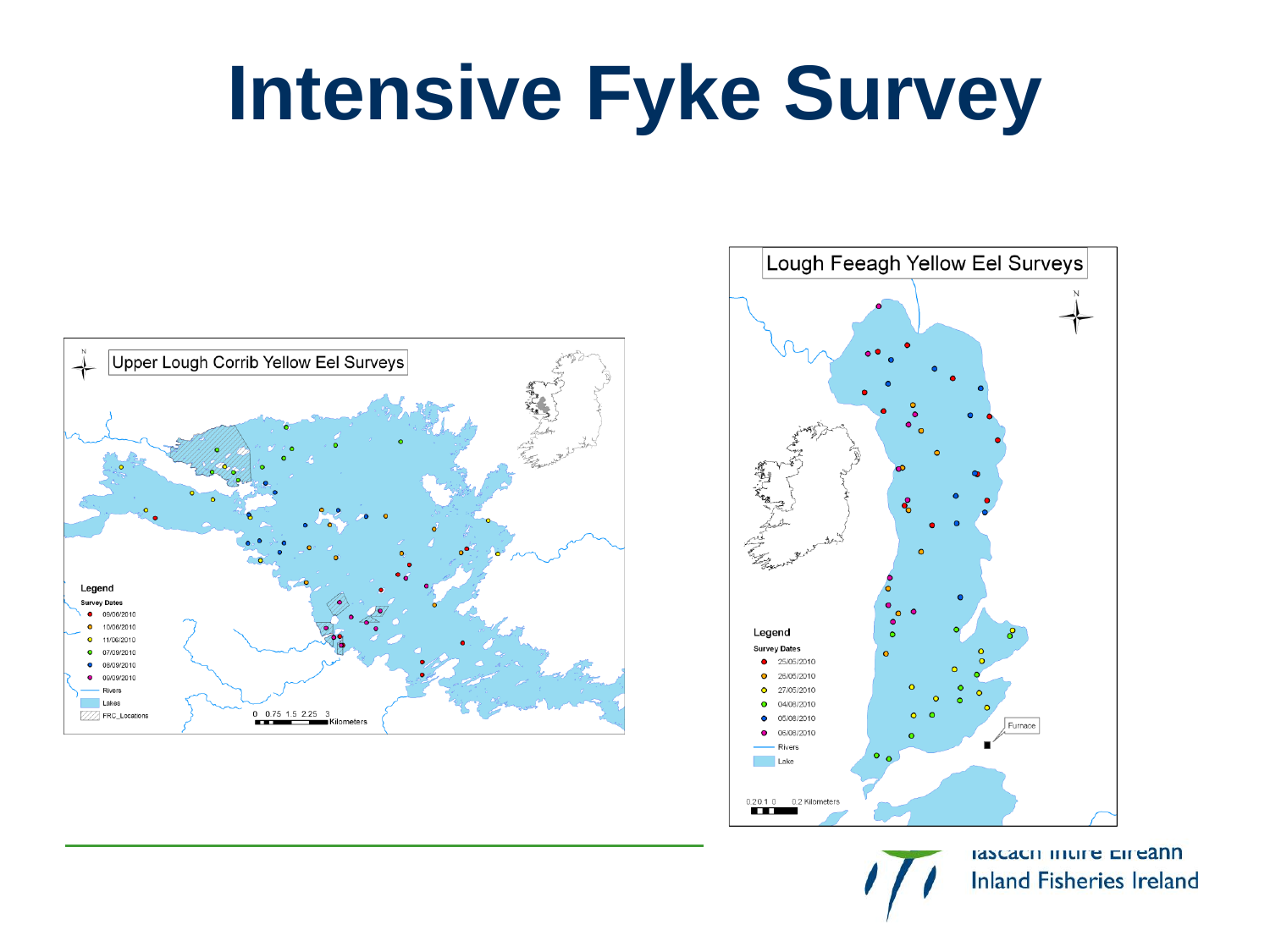# Intensive Fyke Survey

**Upper Lough Corrib Yellow Eel Surveys**

Legend

Survey Dates
- 09/06/2010
- 10/06/2010
- 11/06/2010
- 07/09/2010
- 08/09/2010
- 09/09/2010
- Rivers
- Lakes
- FRC_Locations

0 0.75 1.5 2.25 3 Kilometers

**Lough Feeagh Yellow Eel Surveys**

Legend

Survey Dates
- 25/05/2010
- 26/05/2010
- 27/05/2010
- 04/08/2010
- 05/08/2010
- 06/08/2010
- Rivers
- Lake

Furnace

0.2 0.1 0 0.2 Kilometers

Iascach Intíre Éireann
Inland Fisheries Ireland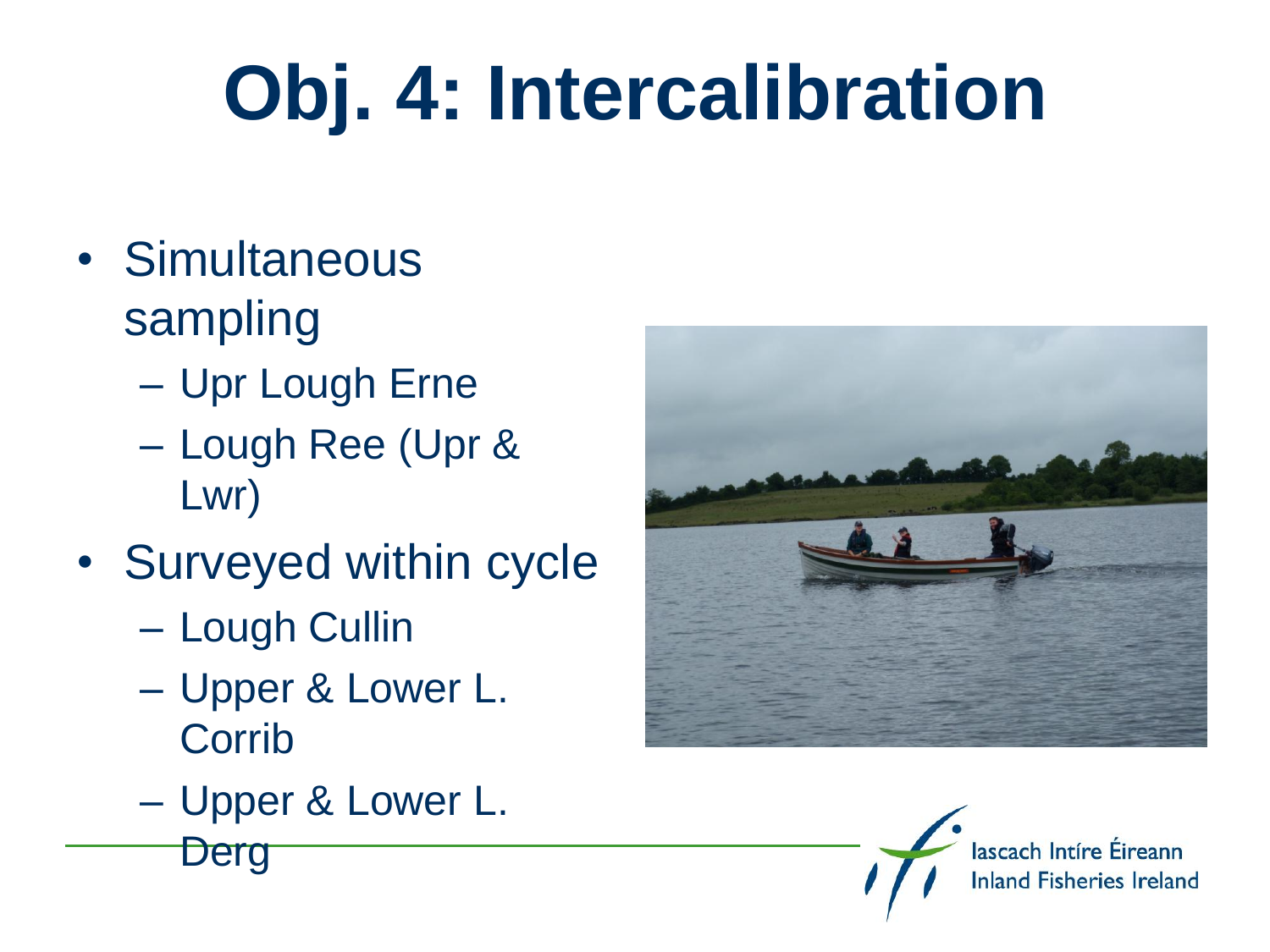# Obj. 4: Intercalibration

- Simultaneous sampling
  - Upr Lough Erne
  - Lough Ree (Upr & Lwr)
- Surveyed within cycle
  - Lough Cullin
  - Upper & Lower L. Corrib
  - Upper & Lower L. Derg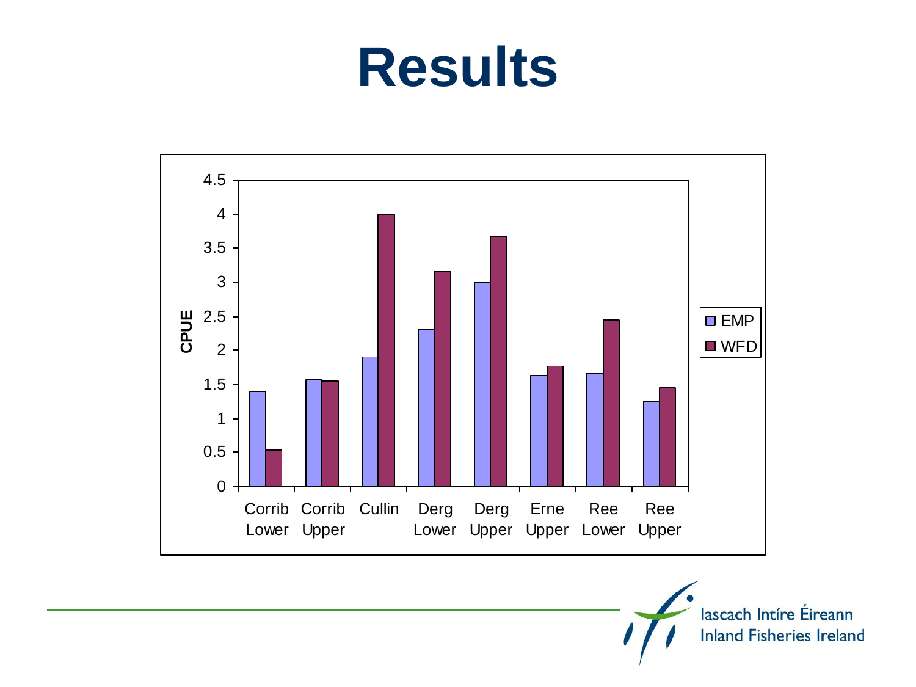# Results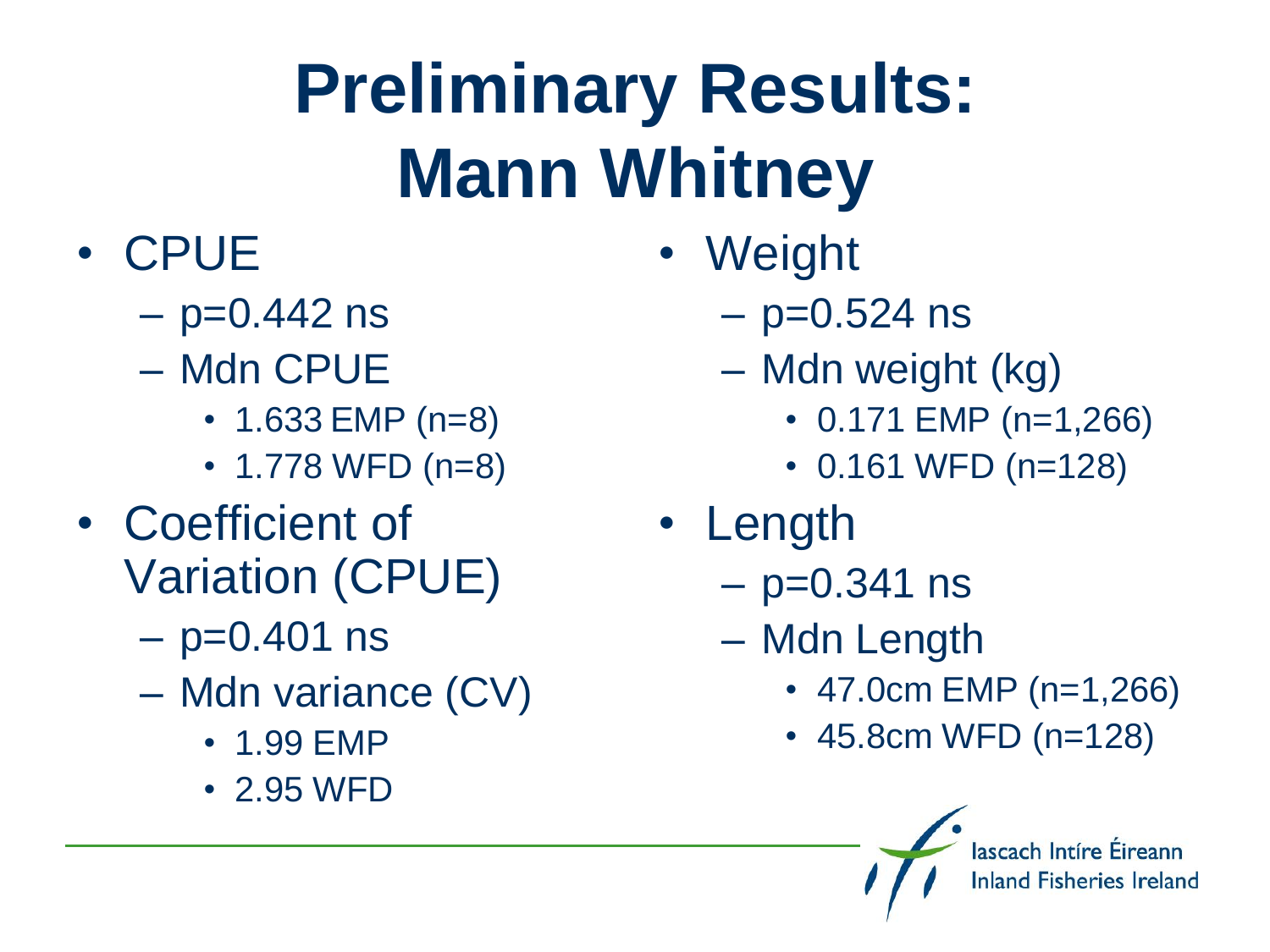# Preliminary Results: Mann Whitney

- CPUE
  - $p=0.442$ ns
  - Mdn CPUE
    - 1.633 EMP (n=8)
    - 1.778 WFD (n=8)
- Coefficient of Variation (CPUE)
  - $p=0.401$ ns
  - Mdn variance (CV)
    - 1.99 EMP
    - 2.95 WFD
- Weight
  - $p=0.524$ ns
  - Mdn weight (kg)
    - 0.171 EMP (n=1,266)
    - 0.161 WFD (n=128)
- Length
  - $p=0.341$ ns
  - Mdn Length
    - 47.0cm EMP (n=1,266)
    - 45.8cm WFD (n=128)

Iascach Intíre Éireann
Inland Fisheries Ireland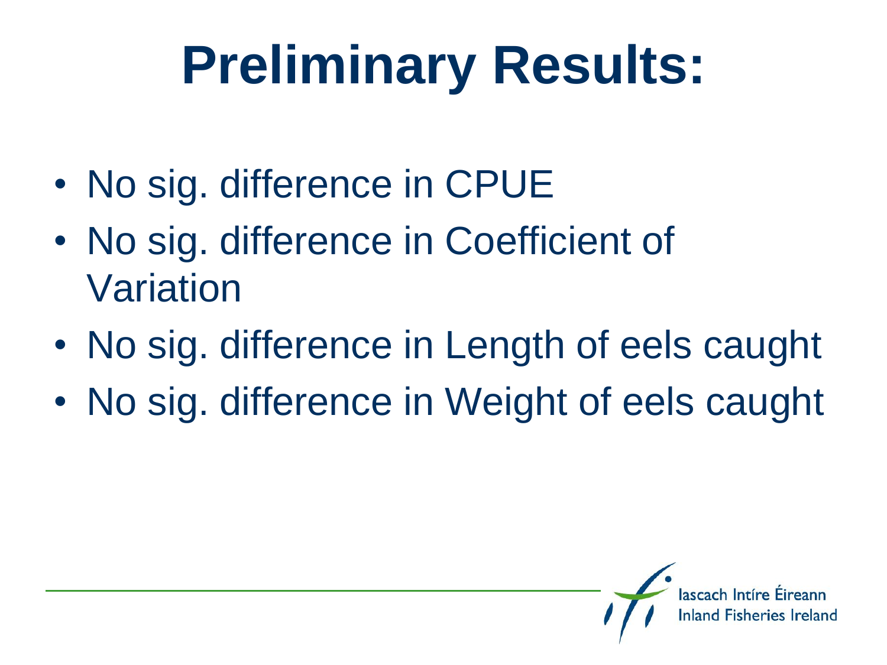# Preliminary Results:

- No sig. difference in CPUE
- No sig. difference in Coefficient of Variation
- No sig. difference in Length of eels caught
- No sig. difference in Weight of eels caught

Iascach Intíre Éireann
Inland Fisheries Ireland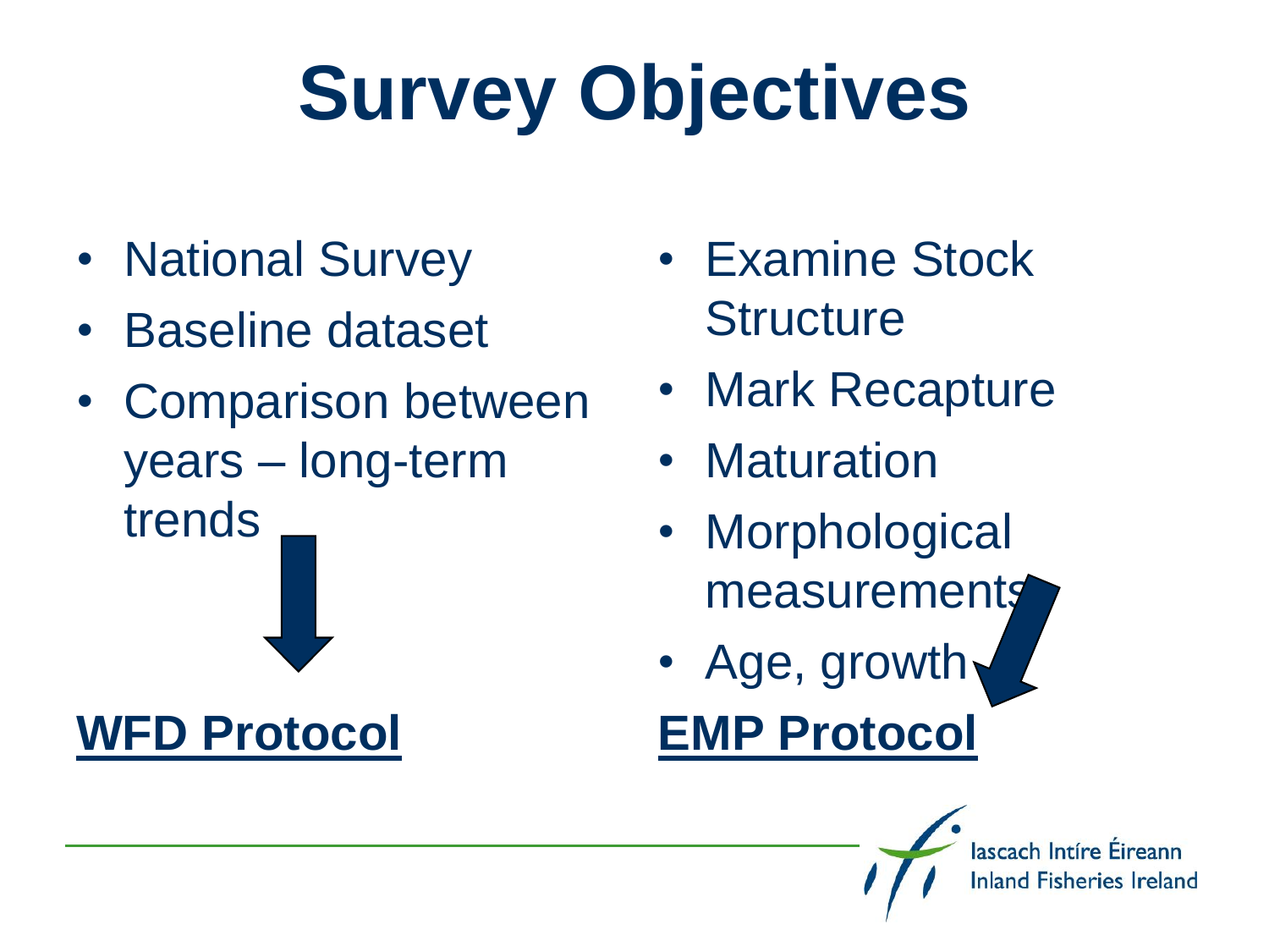# Survey Objectives

- National Survey
- Baseline dataset
- Comparison between years – long-term trends

**WFD Protocol**

- Examine Stock Structure
- Mark Recapture
- Maturation
- Morphological measurements
- Age, growth

**EMP Protocol**

Iascach Intíre Éireann
Inland Fisheries Ireland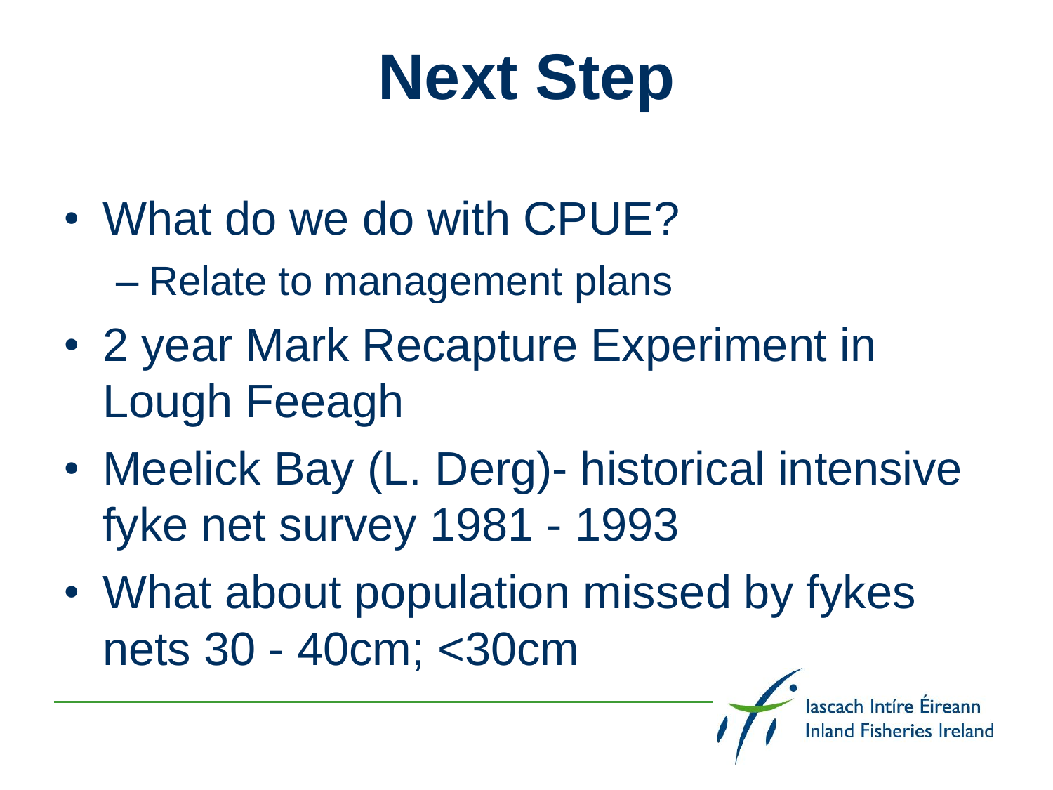# Next Step

- What do we do with CPUE?
  - Relate to management plans
- 2 year Mark Recapture Experiment in Lough Feeagh
- Meelick Bay (L. Derg)- historical intensive fyke net survey 1981 - 1993
- What about population missed by fykes nets 30 - 40cm; <30cm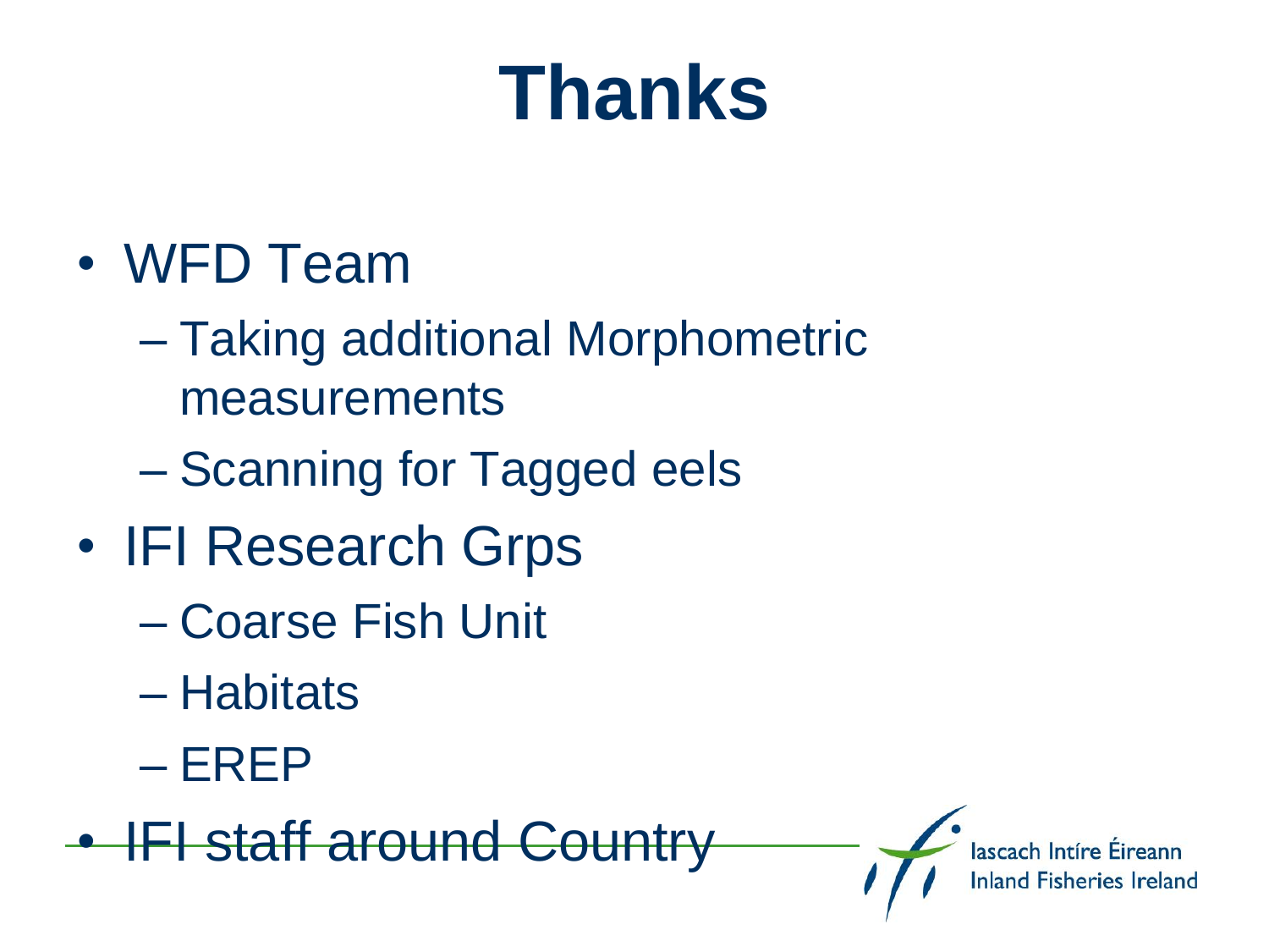# Thanks

- WFD Team
  - Taking additional Morphometric measurements
  - Scanning for Tagged eels
- IFI Research Grps
  - Coarse Fish Unit
  - Habitats
  - EREP
- IFI staff around Country

Iascach Intíre Éireann
Inland Fisheries Ireland